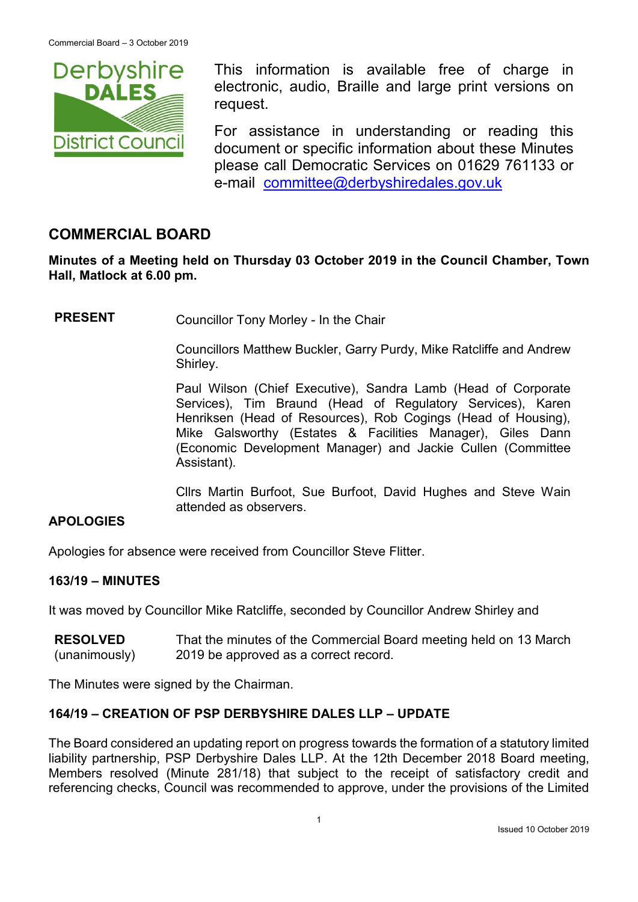This information is available free of charge in electronic, audio, Braille and large print versions on request.

For assistance in understanding or reading this document or specific information about these Minutes please call Democratic Services on 01629 761133 or e-mail committee@derbyshiredales.gov.uk

## COMMERCIAL BOARD

**Minutes of a Meeting held on Thursday 03 October 2019 in the Council Chamber, Town Hall, Matlock at 6.00 pm.**

**PRESENT** Councillor Tony Morley - In the Chair

Councillors Matthew Buckler, Garry Purdy, Mike Ratcliffe and Andrew Shirley.

Paul Wilson (Chief Executive), Sandra Lamb (Head of Corporate Services), Tim Braund (Head of Regulatory Services), Karen Henriksen (Head of Resources), Rob Cogings (Head of Housing), Mike Galsworthy (Estates & Facilities Manager), Giles Dann (Economic Development Manager) and Jackie Cullen (Committee Assistant).

Cllrs Martin Burfoot, Sue Burfoot, David Hughes and Steve Wain attended as observers.

### APOLOGIES

Apologies for absence were received from Councillor Steve Flitter.

### 163/19 – MINUTES

It was moved by Councillor Mike Ratcliffe, seconded by Councillor Andrew Shirley and

**RESOLVED** (unanimously) That the minutes of the Commercial Board meeting held on 13 March 2019 be approved as a correct record.

The Minutes were signed by the Chairman.

### 164/19 – CREATION OF PSP DERBYSHIRE DALES LLP – UPDATE

The Board considered an updating report on progress towards the formation of a statutory limited liability partnership, PSP Derbyshire Dales LLP. At the 12th December 2018 Board meeting, Members resolved (Minute 281/18) that subject to the receipt of satisfactory credit and referencing checks, Council was recommended to approve, under the provisions of the Limited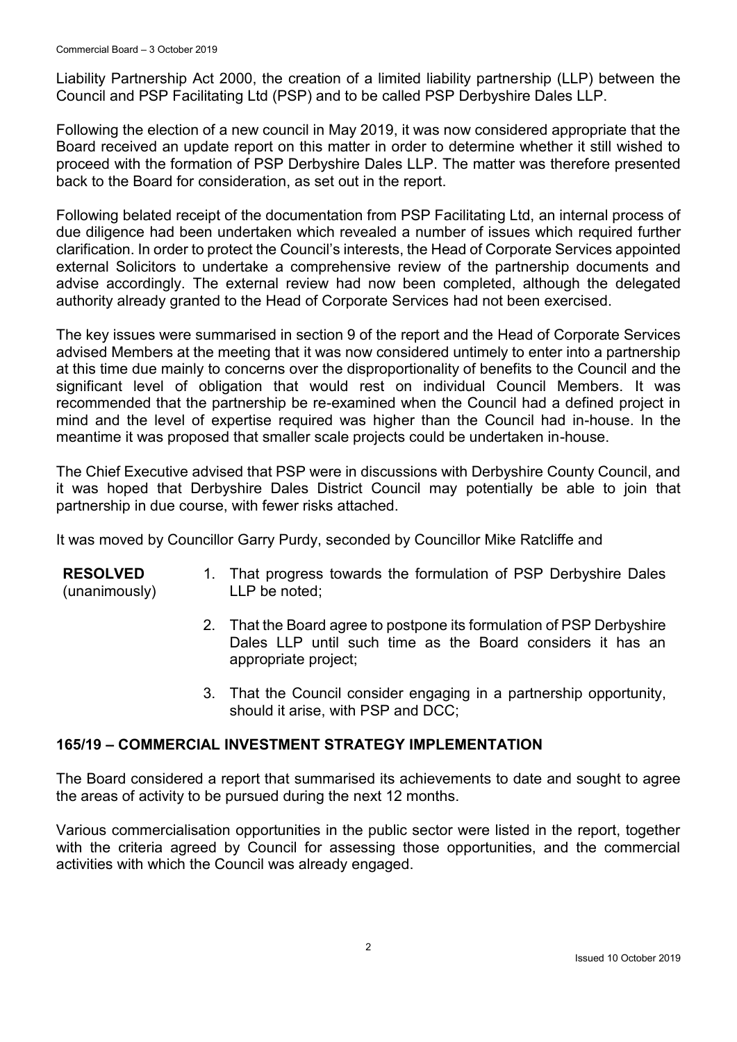Liability Partnership Act 2000, the creation of a limited liability partnership (LLP) between the Council and PSP Facilitating Ltd (PSP) and to be called PSP Derbyshire Dales LLP.

Following the election of a new council in May 2019, it was now considered appropriate that the Board received an update report on this matter in order to determine whether it still wished to proceed with the formation of PSP Derbyshire Dales LLP. The matter was therefore presented back to the Board for consideration, as set out in the report.

Following belated receipt of the documentation from PSP Facilitating Ltd, an internal process of due diligence had been undertaken which revealed a number of issues which required further clarification. In order to protect the Council's interests, the Head of Corporate Services appointed external Solicitors to undertake a comprehensive review of the partnership documents and advise accordingly. The external review had now been completed, although the delegated authority already granted to the Head of Corporate Services had not been exercised.

The key issues were summarised in section 9 of the report and the Head of Corporate Services advised Members at the meeting that it was now considered untimely to enter into a partnership at this time due mainly to concerns over the disproportionality of benefits to the Council and the significant level of obligation that would rest on individual Council Members. It was recommended that the partnership be re-examined when the Council had a defined project in mind and the level of expertise required was higher than the Council had in-house. In the meantime it was proposed that smaller scale projects could be undertaken in-house.

The Chief Executive advised that PSP were in discussions with Derbyshire County Council, and it was hoped that Derbyshire Dales District Council may potentially be able to join that partnership in due course, with fewer risks attached.

It was moved by Councillor Garry Purdy, seconded by Councillor Mike Ratcliffe and

**RESOLVED** (unanimously)

1. That progress towards the formulation of PSP Derbyshire Dales LLP be noted;
2. That the Board agree to postpone its formulation of PSP Derbyshire Dales LLP until such time as the Board considers it has an appropriate project;
3. That the Council consider engaging in a partnership opportunity, should it arise, with PSP and DCC;

## 165/19 – COMMERCIAL INVESTMENT STRATEGY IMPLEMENTATION

The Board considered a report that summarised its achievements to date and sought to agree the areas of activity to be pursued during the next 12 months.

Various commercialisation opportunities in the public sector were listed in the report, together with the criteria agreed by Council for assessing those opportunities, and the commercial activities with which the Council was already engaged.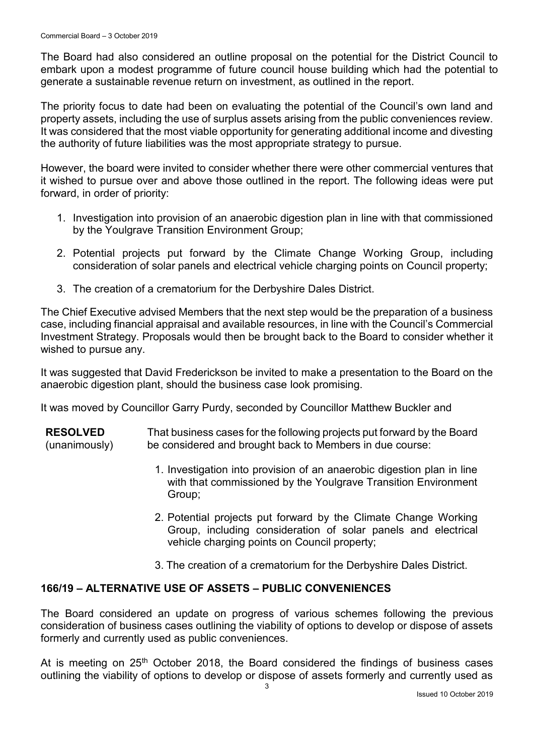The Board had also considered an outline proposal on the potential for the District Council to embark upon a modest programme of future council house building which had the potential to generate a sustainable revenue return on investment, as outlined in the report.

The priority focus to date had been on evaluating the potential of the Council's own land and property assets, including the use of surplus assets arising from the public conveniences review. It was considered that the most viable opportunity for generating additional income and divesting the authority of future liabilities was the most appropriate strategy to pursue.

However, the board were invited to consider whether there were other commercial ventures that it wished to pursue over and above those outlined in the report. The following ideas were put forward, in order of priority:

1. Investigation into provision of an anaerobic digestion plan in line with that commissioned by the Youlgrave Transition Environment Group;

2. Potential projects put forward by the Climate Change Working Group, including consideration of solar panels and electrical vehicle charging points on Council property;

3. The creation of a crematorium for the Derbyshire Dales District.

The Chief Executive advised Members that the next step would be the preparation of a business case, including financial appraisal and available resources, in line with the Council's Commercial Investment Strategy. Proposals would then be brought back to the Board to consider whether it wished to pursue any.

It was suggested that David Frederickson be invited to make a presentation to the Board on the anaerobic digestion plant, should the business case look promising.

It was moved by Councillor Garry Purdy, seconded by Councillor Matthew Buckler and

**RESOLVED** (unanimously)

That business cases for the following projects put forward by the Board be considered and brought back to Members in due course:

1. Investigation into provision of an anaerobic digestion plan in line with that commissioned by the Youlgrave Transition Environment Group;

2. Potential projects put forward by the Climate Change Working Group, including consideration of solar panels and electrical vehicle charging points on Council property;

3. The creation of a crematorium for the Derbyshire Dales District.

## 166/19 – ALTERNATIVE USE OF ASSETS – PUBLIC CONVENIENCES

The Board considered an update on progress of various schemes following the previous consideration of business cases outlining the viability of options to develop or dispose of assets formerly and currently used as public conveniences.

At is meeting on 25th October 2018, the Board considered the findings of business cases outlining the viability of options to develop or dispose of assets formerly and currently used as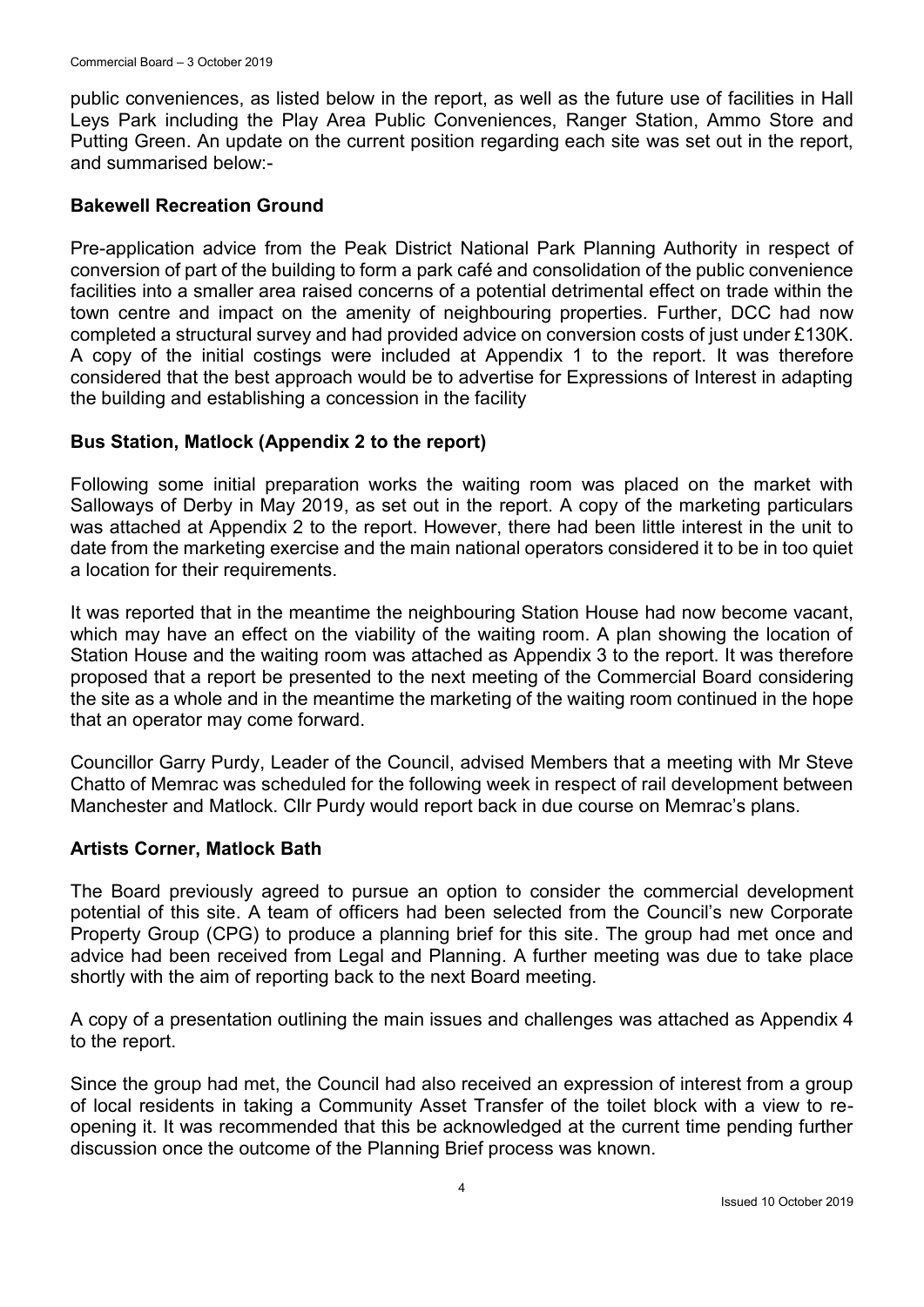public conveniences, as listed below in the report, as well as the future use of facilities in Hall Leys Park including the Play Area Public Conveniences, Ranger Station, Ammo Store and Putting Green. An update on the current position regarding each site was set out in the report, and summarised below:-

**Bakewell Recreation Ground**

Pre-application advice from the Peak District National Park Planning Authority in respect of conversion of part of the building to form a park café and consolidation of the public convenience facilities into a smaller area raised concerns of a potential detrimental effect on trade within the town centre and impact on the amenity of neighbouring properties. Further, DCC had now completed a structural survey and had provided advice on conversion costs of just under £130K. A copy of the initial costings were included at Appendix 1 to the report. It was therefore considered that the best approach would be to advertise for Expressions of Interest in adapting the building and establishing a concession in the facility

**Bus Station, Matlock (Appendix 2 to the report)**

Following some initial preparation works the waiting room was placed on the market with Salloways of Derby in May 2019, as set out in the report. A copy of the marketing particulars was attached at Appendix 2 to the report. However, there had been little interest in the unit to date from the marketing exercise and the main national operators considered it to be in too quiet a location for their requirements.

It was reported that in the meantime the neighbouring Station House had now become vacant, which may have an effect on the viability of the waiting room. A plan showing the location of Station House and the waiting room was attached as Appendix 3 to the report. It was therefore proposed that a report be presented to the next meeting of the Commercial Board considering the site as a whole and in the meantime the marketing of the waiting room continued in the hope that an operator may come forward.

Councillor Garry Purdy, Leader of the Council, advised Members that a meeting with Mr Steve Chatto of Memrac was scheduled for the following week in respect of rail development between Manchester and Matlock. Cllr Purdy would report back in due course on Memrac's plans.

**Artists Corner, Matlock Bath**

The Board previously agreed to pursue an option to consider the commercial development potential of this site. A team of officers had been selected from the Council's new Corporate Property Group (CPG) to produce a planning brief for this site. The group had met once and advice had been received from Legal and Planning. A further meeting was due to take place shortly with the aim of reporting back to the next Board meeting.

A copy of a presentation outlining the main issues and challenges was attached as Appendix 4 to the report.

Since the group had met, the Council had also received an expression of interest from a group of local residents in taking a Community Asset Transfer of the toilet block with a view to re-opening it. It was recommended that this be acknowledged at the current time pending further discussion once the outcome of the Planning Brief process was known.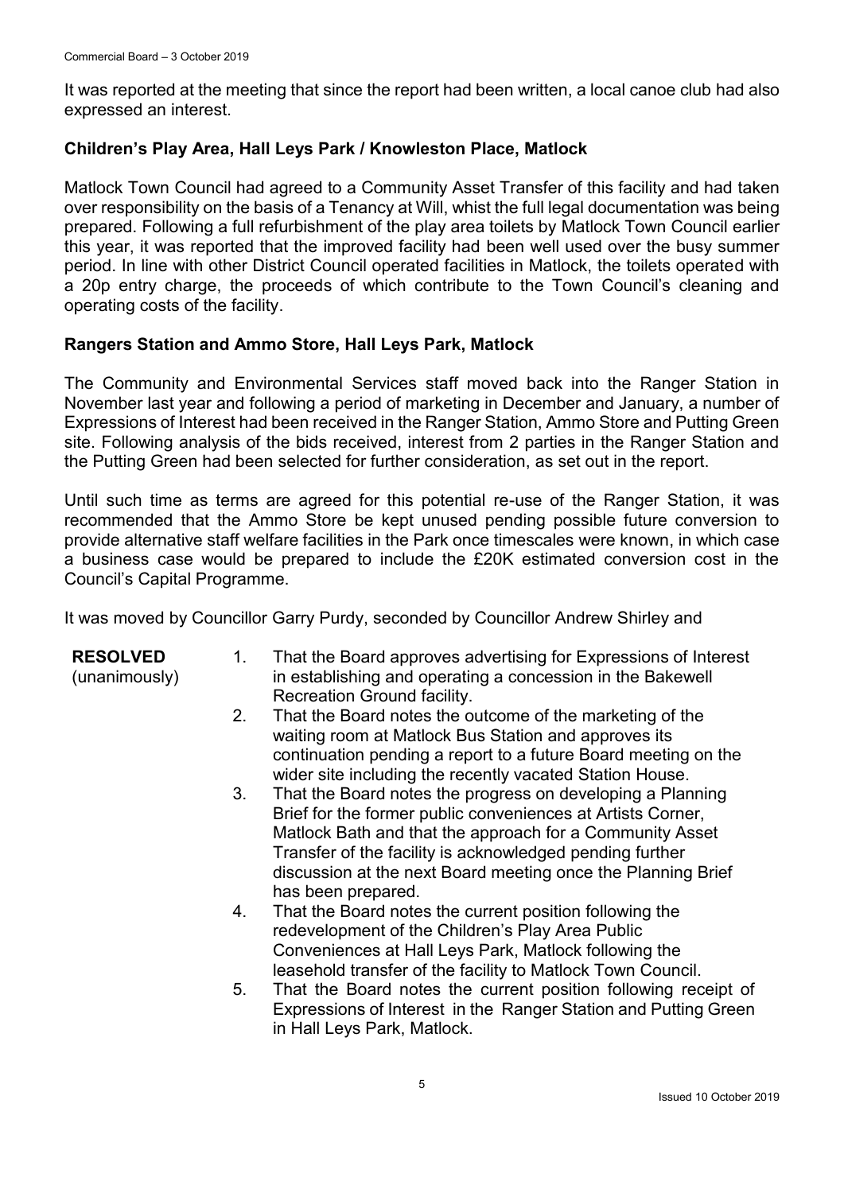It was reported at the meeting that since the report had been written, a local canoe club had also expressed an interest.

**Children's Play Area, Hall Leys Park / Knowleston Place, Matlock**

Matlock Town Council had agreed to a Community Asset Transfer of this facility and had taken over responsibility on the basis of a Tenancy at Will, whist the full legal documentation was being prepared. Following a full refurbishment of the play area toilets by Matlock Town Council earlier this year, it was reported that the improved facility had been well used over the busy summer period. In line with other District Council operated facilities in Matlock, the toilets operated with a 20p entry charge, the proceeds of which contribute to the Town Council's cleaning and operating costs of the facility.

**Rangers Station and Ammo Store, Hall Leys Park, Matlock**

The Community and Environmental Services staff moved back into the Ranger Station in November last year and following a period of marketing in December and January, a number of Expressions of Interest had been received in the Ranger Station, Ammo Store and Putting Green site. Following analysis of the bids received, interest from 2 parties in the Ranger Station and the Putting Green had been selected for further consideration, as set out in the report.

Until such time as terms are agreed for this potential re-use of the Ranger Station, it was recommended that the Ammo Store be kept unused pending possible future conversion to provide alternative staff welfare facilities in the Park once timescales were known, in which case a business case would be prepared to include the £20K estimated conversion cost in the Council's Capital Programme.

It was moved by Councillor Garry Purdy, seconded by Councillor Andrew Shirley and

**RESOLVED** (unanimously)

1. That the Board approves advertising for Expressions of Interest in establishing and operating a concession in the Bakewell Recreation Ground facility.
2. That the Board notes the outcome of the marketing of the waiting room at Matlock Bus Station and approves its continuation pending a report to a future Board meeting on the wider site including the recently vacated Station House.
3. That the Board notes the progress on developing a Planning Brief for the former public conveniences at Artists Corner, Matlock Bath and that the approach for a Community Asset Transfer of the facility is acknowledged pending further discussion at the next Board meeting once the Planning Brief has been prepared.
4. That the Board notes the current position following the redevelopment of the Children's Play Area Public Conveniences at Hall Leys Park, Matlock following the leasehold transfer of the facility to Matlock Town Council.
5. That the Board notes the current position following receipt of Expressions of Interest in the Ranger Station and Putting Green in Hall Leys Park, Matlock.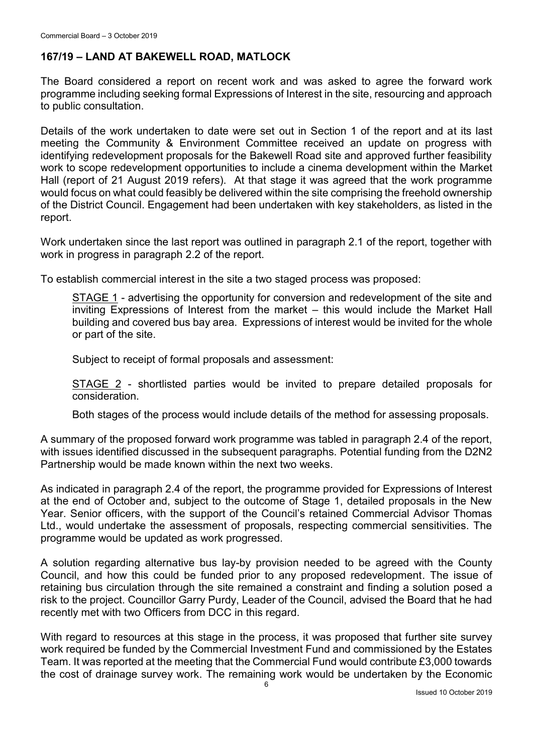## 167/19 – LAND AT BAKEWELL ROAD, MATLOCK

The Board considered a report on recent work and was asked to agree the forward work programme including seeking formal Expressions of Interest in the site, resourcing and approach to public consultation.

Details of the work undertaken to date were set out in Section 1 of the report and at its last meeting the Community & Environment Committee received an update on progress with identifying redevelopment proposals for the Bakewell Road site and approved further feasibility work to scope redevelopment opportunities to include a cinema development within the Market Hall (report of 21 August 2019 refers). At that stage it was agreed that the work programme would focus on what could feasibly be delivered within the site comprising the freehold ownership of the District Council. Engagement had been undertaken with key stakeholders, as listed in the report.

Work undertaken since the last report was outlined in paragraph 2.1 of the report, together with work in progress in paragraph 2.2 of the report.

To establish commercial interest in the site a two staged process was proposed:

> STAGE 1 - advertising the opportunity for conversion and redevelopment of the site and inviting Expressions of Interest from the market – this would include the Market Hall building and covered bus bay area. Expressions of interest would be invited for the whole or part of the site.
>
> Subject to receipt of formal proposals and assessment:
>
> STAGE 2 - shortlisted parties would be invited to prepare detailed proposals for consideration.
>
> Both stages of the process would include details of the method for assessing proposals.

A summary of the proposed forward work programme was tabled in paragraph 2.4 of the report, with issues identified discussed in the subsequent paragraphs. Potential funding from the D2N2 Partnership would be made known within the next two weeks.

As indicated in paragraph 2.4 of the report, the programme provided for Expressions of Interest at the end of October and, subject to the outcome of Stage 1, detailed proposals in the New Year. Senior officers, with the support of the Council's retained Commercial Advisor Thomas Ltd., would undertake the assessment of proposals, respecting commercial sensitivities. The programme would be updated as work progressed.

A solution regarding alternative bus lay-by provision needed to be agreed with the County Council, and how this could be funded prior to any proposed redevelopment. The issue of retaining bus circulation through the site remained a constraint and finding a solution posed a risk to the project. Councillor Garry Purdy, Leader of the Council, advised the Board that he had recently met with two Officers from DCC in this regard.

With regard to resources at this stage in the process, it was proposed that further site survey work required be funded by the Commercial Investment Fund and commissioned by the Estates Team. It was reported at the meeting that the Commercial Fund would contribute £3,000 towards the cost of drainage survey work. The remaining work would be undertaken by the Economic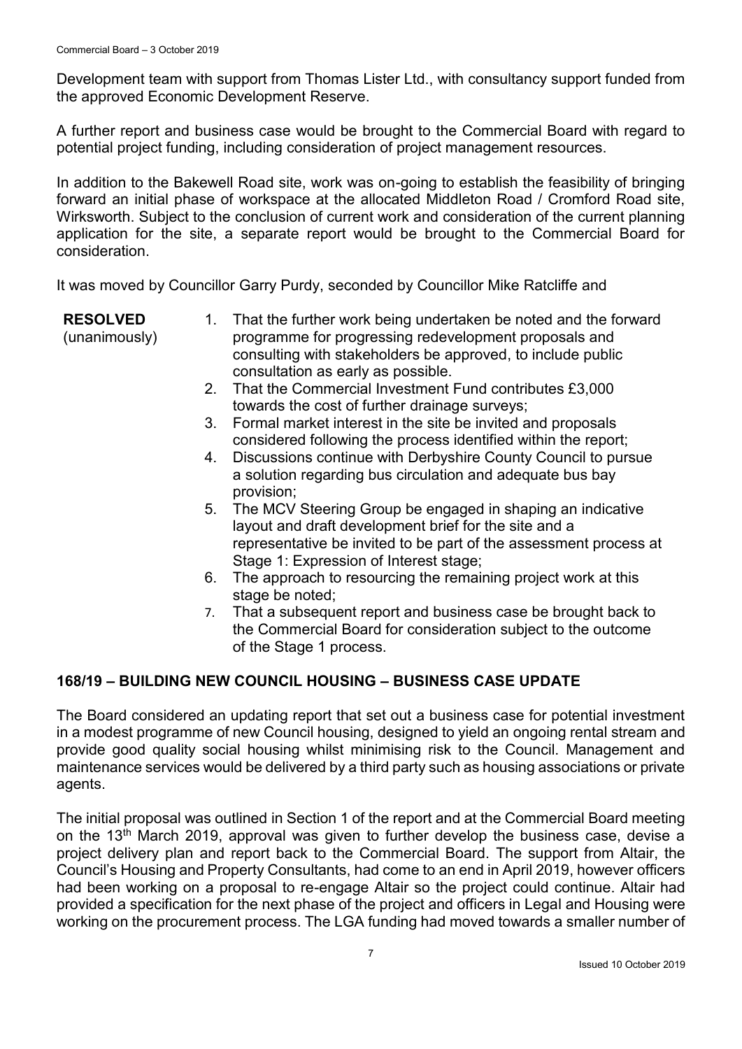Development team with support from Thomas Lister Ltd., with consultancy support funded from the approved Economic Development Reserve.

A further report and business case would be brought to the Commercial Board with regard to potential project funding, including consideration of project management resources.

In addition to the Bakewell Road site, work was on-going to establish the feasibility of bringing forward an initial phase of workspace at the allocated Middleton Road / Cromford Road site, Wirksworth. Subject to the conclusion of current work and consideration of the current planning application for the site, a separate report would be brought to the Commercial Board for consideration.

It was moved by Councillor Garry Purdy, seconded by Councillor Mike Ratcliffe and

**RESOLVED** (unanimously)

1. That the further work being undertaken be noted and the forward programme for progressing redevelopment proposals and consulting with stakeholders be approved, to include public consultation as early as possible.
2. That the Commercial Investment Fund contributes £3,000 towards the cost of further drainage surveys;
3. Formal market interest in the site be invited and proposals considered following the process identified within the report;
4. Discussions continue with Derbyshire County Council to pursue a solution regarding bus circulation and adequate bus bay provision;
5. The MCV Steering Group be engaged in shaping an indicative layout and draft development brief for the site and a representative be invited to be part of the assessment process at Stage 1: Expression of Interest stage;
6. The approach to resourcing the remaining project work at this stage be noted;
7. That a subsequent report and business case be brought back to the Commercial Board for consideration subject to the outcome of the Stage 1 process.

## 168/19 – BUILDING NEW COUNCIL HOUSING – BUSINESS CASE UPDATE

The Board considered an updating report that set out a business case for potential investment in a modest programme of new Council housing, designed to yield an ongoing rental stream and provide good quality social housing whilst minimising risk to the Council. Management and maintenance services would be delivered by a third party such as housing associations or private agents.

The initial proposal was outlined in Section 1 of the report and at the Commercial Board meeting on the 13th March 2019, approval was given to further develop the business case, devise a project delivery plan and report back to the Commercial Board. The support from Altair, the Council's Housing and Property Consultants, had come to an end in April 2019, however officers had been working on a proposal to re-engage Altair so the project could continue. Altair had provided a specification for the next phase of the project and officers in Legal and Housing were working on the procurement process. The LGA funding had moved towards a smaller number of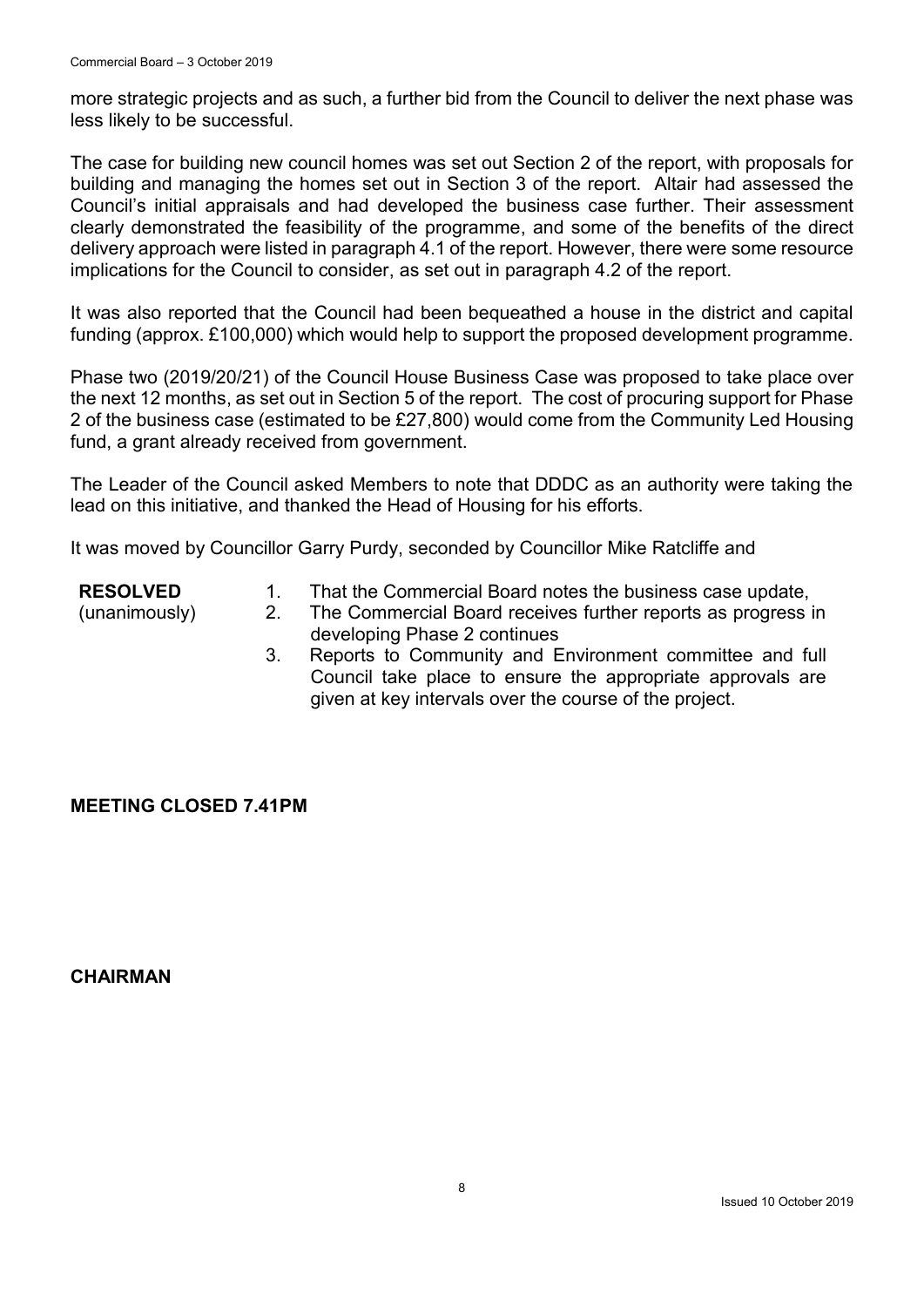more strategic projects and as such, a further bid from the Council to deliver the next phase was less likely to be successful.

The case for building new council homes was set out Section 2 of the report, with proposals for building and managing the homes set out in Section 3 of the report. Altair had assessed the Council's initial appraisals and had developed the business case further. Their assessment clearly demonstrated the feasibility of the programme, and some of the benefits of the direct delivery approach were listed in paragraph 4.1 of the report. However, there were some resource implications for the Council to consider, as set out in paragraph 4.2 of the report.

It was also reported that the Council had been bequeathed a house in the district and capital funding (approx. £100,000) which would help to support the proposed development programme.

Phase two (2019/20/21) of the Council House Business Case was proposed to take place over the next 12 months, as set out in Section 5 of the report. The cost of procuring support for Phase 2 of the business case (estimated to be £27,800) would come from the Community Led Housing fund, a grant already received from government.

The Leader of the Council asked Members to note that DDDC as an authority were taking the lead on this initiative, and thanked the Head of Housing for his efforts.

It was moved by Councillor Garry Purdy, seconded by Councillor Mike Ratcliffe and

**RESOLVED** (unanimously)

1. That the Commercial Board notes the business case update,
2. The Commercial Board receives further reports as progress in developing Phase 2 continues
3. Reports to Community and Environment committee and full Council take place to ensure the appropriate approvals are given at key intervals over the course of the project.

**MEETING CLOSED 7.41PM**

**CHAIRMAN**

Issued 10 October 2019